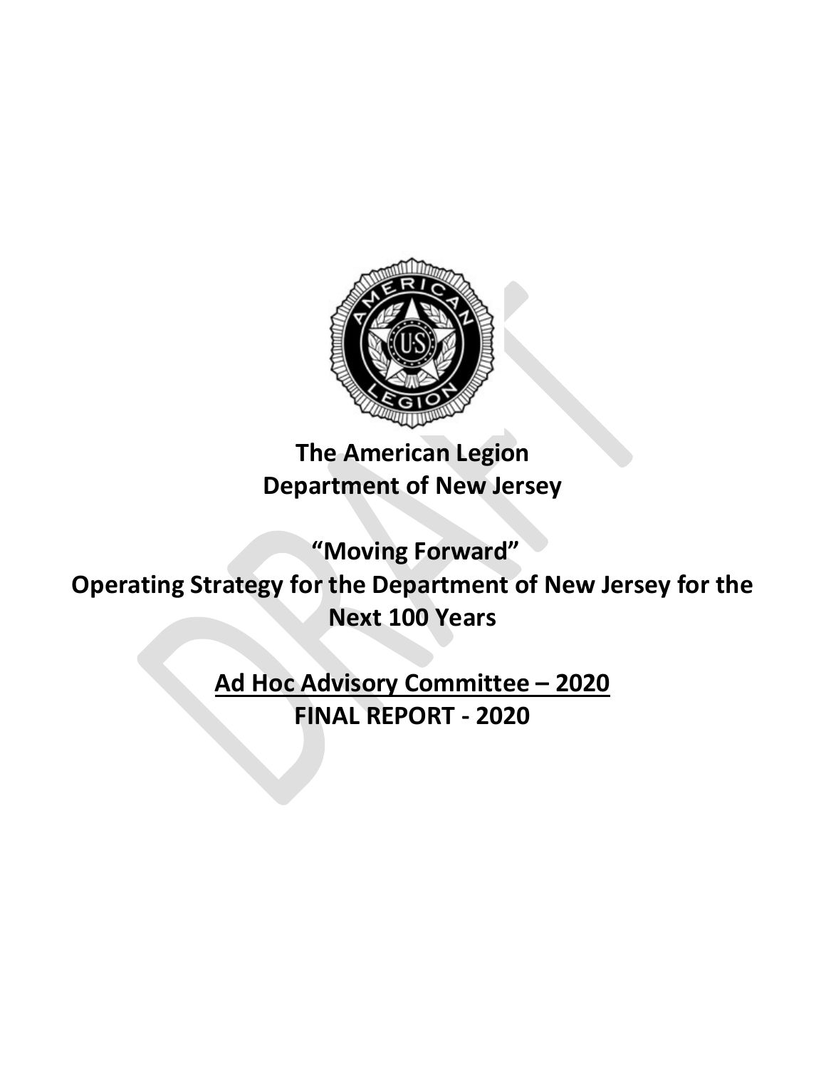# The American Legion
# Department of New Jersey

## "Moving Forward"
## Operating Strategy for the Department of New Jersey for the Next 100 Years

## <u>Ad Hoc Advisory Committee – 2020</u>
## FINAL REPORT - 2020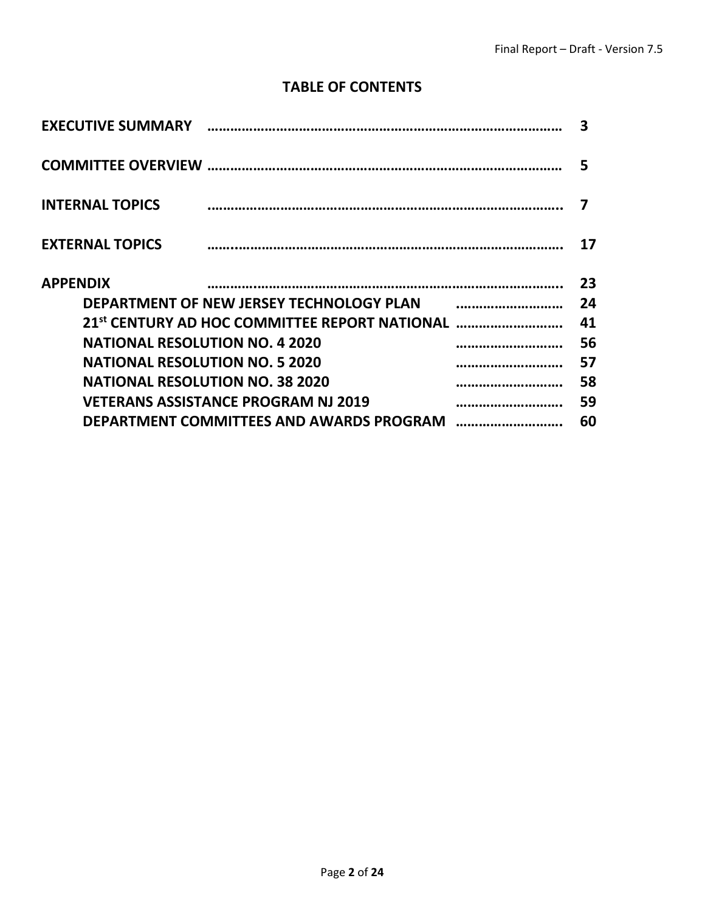## TABLE OF CONTENTS

| | |
|---|---|
| **EXECUTIVE SUMMARY** | **3** |
| **COMMITTEE OVERVIEW** | **5** |
| **INTERNAL TOPICS** | **7** |
| **EXTERNAL TOPICS** | **17** |
| **APPENDIX** | **23** |
| **DEPARTMENT OF NEW JERSEY TECHNOLOGY PLAN** | **24** |
| **21st CENTURY AD HOC COMMITTEE REPORT NATIONAL** | **41** |
| **NATIONAL RESOLUTION NO. 4 2020** | **56** |
| **NATIONAL RESOLUTION NO. 5 2020** | **57** |
| **NATIONAL RESOLUTION NO. 38 2020** | **58** |
| **VETERANS ASSISTANCE PROGRAM NJ 2019** | **59** |
| **DEPARTMENT COMMITTEES AND AWARDS PROGRAM** | **60** |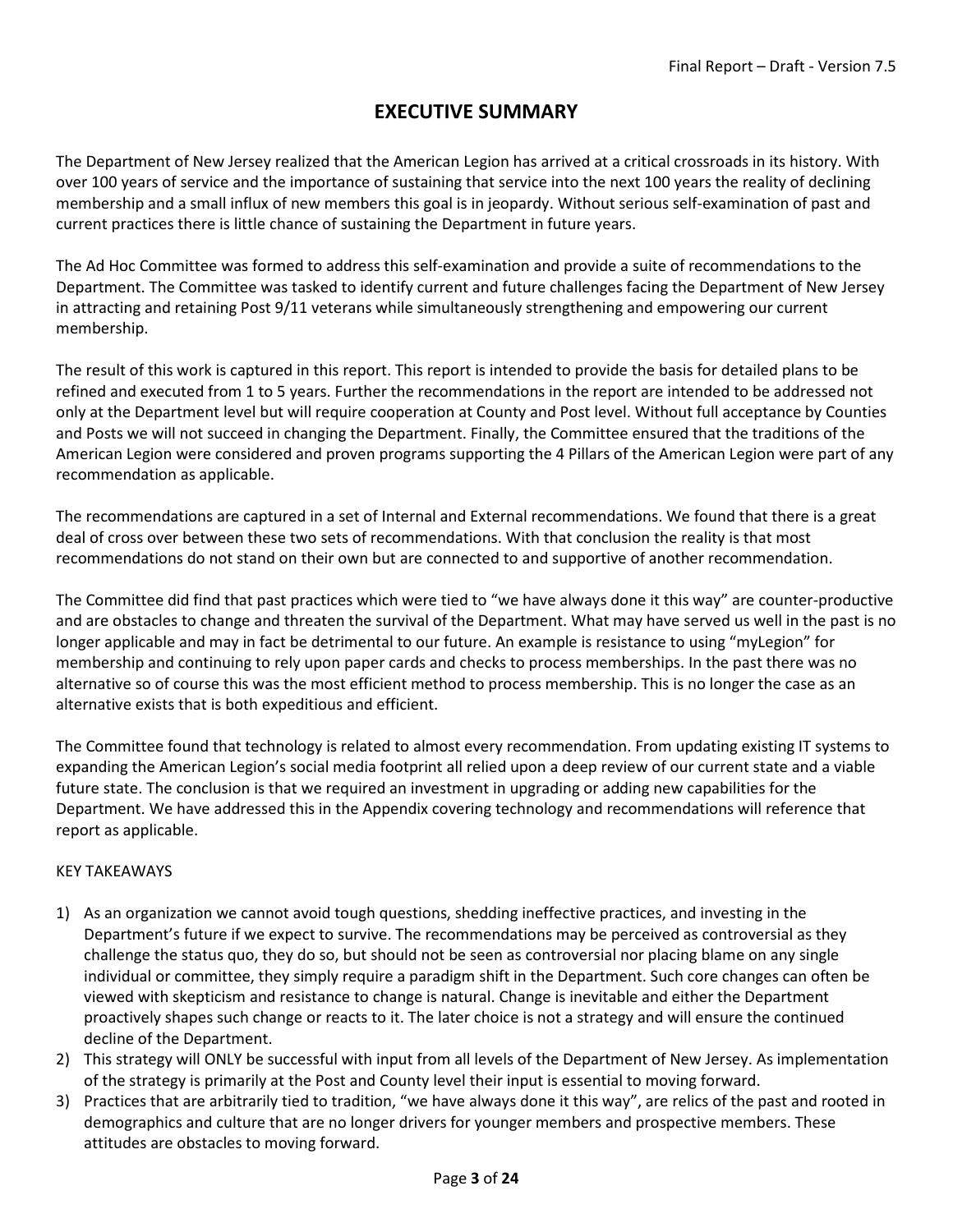# EXECUTIVE SUMMARY

The Department of New Jersey realized that the American Legion has arrived at a critical crossroads in its history. With over 100 years of service and the importance of sustaining that service into the next 100 years the reality of declining membership and a small influx of new members this goal is in jeopardy. Without serious self-examination of past and current practices there is little chance of sustaining the Department in future years.

The Ad Hoc Committee was formed to address this self-examination and provide a suite of recommendations to the Department. The Committee was tasked to identify current and future challenges facing the Department of New Jersey in attracting and retaining Post 9/11 veterans while simultaneously strengthening and empowering our current membership.

The result of this work is captured in this report. This report is intended to provide the basis for detailed plans to be refined and executed from 1 to 5 years. Further the recommendations in the report are intended to be addressed not only at the Department level but will require cooperation at County and Post level. Without full acceptance by Counties and Posts we will not succeed in changing the Department. Finally, the Committee ensured that the traditions of the American Legion were considered and proven programs supporting the 4 Pillars of the American Legion were part of any recommendation as applicable.

The recommendations are captured in a set of Internal and External recommendations. We found that there is a great deal of cross over between these two sets of recommendations. With that conclusion the reality is that most recommendations do not stand on their own but are connected to and supportive of another recommendation.

The Committee did find that past practices which were tied to "we have always done it this way" are counter-productive and are obstacles to change and threaten the survival of the Department. What may have served us well in the past is no longer applicable and may in fact be detrimental to our future. An example is resistance to using "myLegion" for membership and continuing to rely upon paper cards and checks to process memberships. In the past there was no alternative so of course this was the most efficient method to process membership. This is no longer the case as an alternative exists that is both expeditious and efficient.

The Committee found that technology is related to almost every recommendation. From updating existing IT systems to expanding the American Legion's social media footprint all relied upon a deep review of our current state and a viable future state. The conclusion is that we required an investment in upgrading or adding new capabilities for the Department. We have addressed this in the Appendix covering technology and recommendations will reference that report as applicable.

KEY TAKEAWAYS

1) As an organization we cannot avoid tough questions, shedding ineffective practices, and investing in the Department's future if we expect to survive. The recommendations may be perceived as controversial as they challenge the status quo, they do so, but should not be seen as controversial nor placing blame on any single individual or committee, they simply require a paradigm shift in the Department. Such core changes can often be viewed with skepticism and resistance to change is natural. Change is inevitable and either the Department proactively shapes such change or reacts to it. The later choice is not a strategy and will ensure the continued decline of the Department.
2) This strategy will ONLY be successful with input from all levels of the Department of New Jersey. As implementation of the strategy is primarily at the Post and County level their input is essential to moving forward.
3) Practices that are arbitrarily tied to tradition, "we have always done it this way", are relics of the past and rooted in demographics and culture that are no longer drivers for younger members and prospective members. These attitudes are obstacles to moving forward.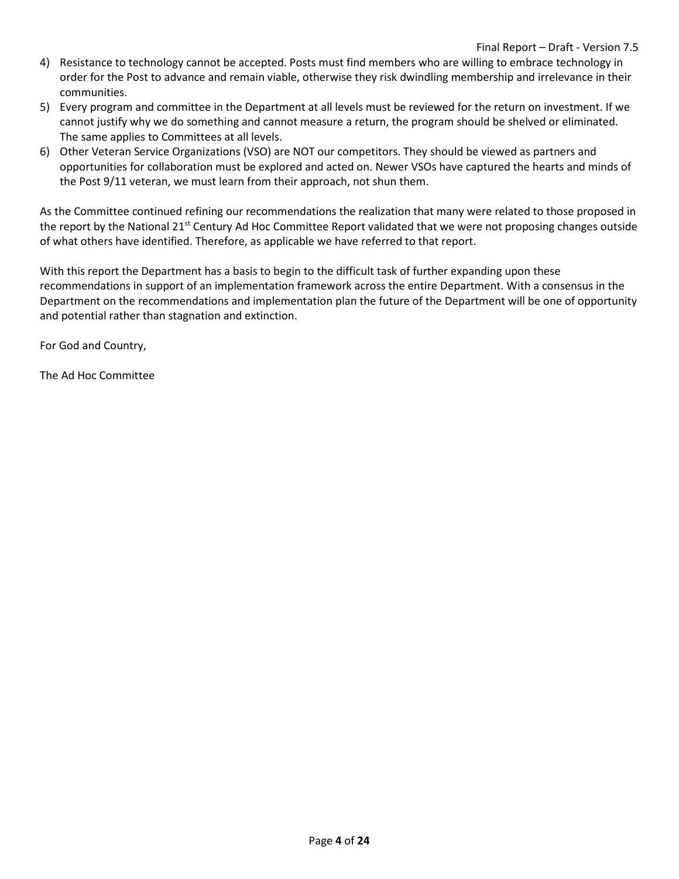4) Resistance to technology cannot be accepted. Posts must find members who are willing to embrace technology in order for the Post to advance and remain viable, otherwise they risk dwindling membership and irrelevance in their communities.
5) Every program and committee in the Department at all levels must be reviewed for the return on investment. If we cannot justify why we do something and cannot measure a return, the program should be shelved or eliminated. The same applies to Committees at all levels.
6) Other Veteran Service Organizations (VSO) are NOT our competitors. They should be viewed as partners and opportunities for collaboration must be explored and acted on. Newer VSOs have captured the hearts and minds of the Post 9/11 veteran, we must learn from their approach, not shun them.

As the Committee continued refining our recommendations the realization that many were related to those proposed in the report by the National 21st Century Ad Hoc Committee Report validated that we were not proposing changes outside of what others have identified. Therefore, as applicable we have referred to that report.

With this report the Department has a basis to begin to the difficult task of further expanding upon these recommendations in support of an implementation framework across the entire Department. With a consensus in the Department on the recommendations and implementation plan the future of the Department will be one of opportunity and potential rather than stagnation and extinction.

For God and Country,

The Ad Hoc Committee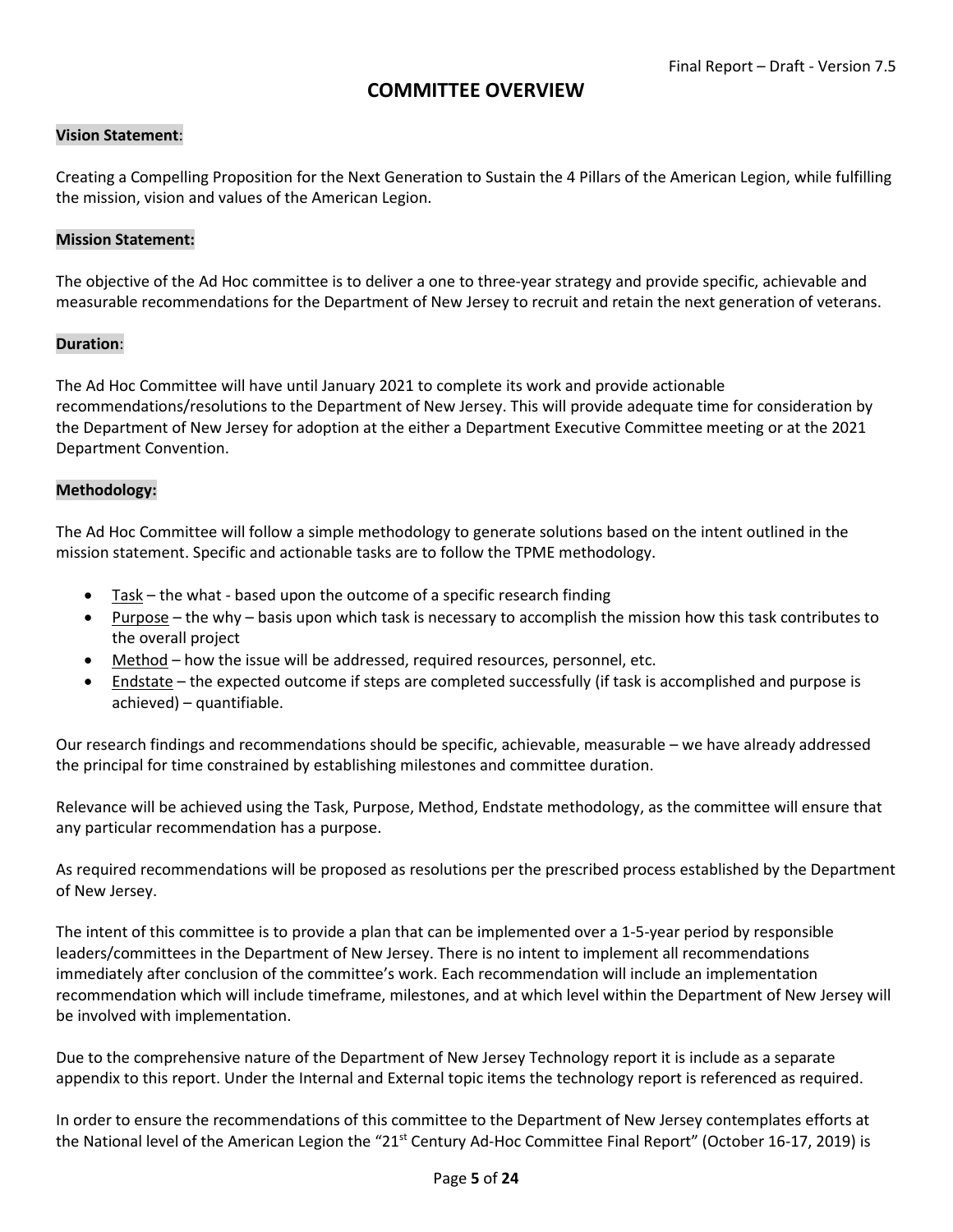# COMMITTEE OVERVIEW

**Vision Statement**:

Creating a Compelling Proposition for the Next Generation to Sustain the 4 Pillars of the American Legion, while fulfilling the mission, vision and values of the American Legion.

**Mission Statement:**

The objective of the Ad Hoc committee is to deliver a one to three-year strategy and provide specific, achievable and measurable recommendations for the Department of New Jersey to recruit and retain the next generation of veterans.

**Duration**:

The Ad Hoc Committee will have until January 2021 to complete its work and provide actionable recommendations/resolutions to the Department of New Jersey. This will provide adequate time for consideration by the Department of New Jersey for adoption at the either a Department Executive Committee meeting or at the 2021 Department Convention.

**Methodology:**

The Ad Hoc Committee will follow a simple methodology to generate solutions based on the intent outlined in the mission statement. Specific and actionable tasks are to follow the TPME methodology.

- Task – the what - based upon the outcome of a specific research finding
- Purpose – the why – basis upon which task is necessary to accomplish the mission how this task contributes to the overall project
- Method – how the issue will be addressed, required resources, personnel, etc.
- Endstate – the expected outcome if steps are completed successfully (if task is accomplished and purpose is achieved) – quantifiable.

Our research findings and recommendations should be specific, achievable, measurable – we have already addressed the principal for time constrained by establishing milestones and committee duration.

Relevance will be achieved using the Task, Purpose, Method, Endstate methodology, as the committee will ensure that any particular recommendation has a purpose.

As required recommendations will be proposed as resolutions per the prescribed process established by the Department of New Jersey.

The intent of this committee is to provide a plan that can be implemented over a 1-5-year period by responsible leaders/committees in the Department of New Jersey. There is no intent to implement all recommendations immediately after conclusion of the committee's work. Each recommendation will include an implementation recommendation which will include timeframe, milestones, and at which level within the Department of New Jersey will be involved with implementation.

Due to the comprehensive nature of the Department of New Jersey Technology report it is include as a separate appendix to this report. Under the Internal and External topic items the technology report is referenced as required.

In order to ensure the recommendations of this committee to the Department of New Jersey contemplates efforts at the National level of the American Legion the "21st Century Ad-Hoc Committee Final Report" (October 16-17, 2019) is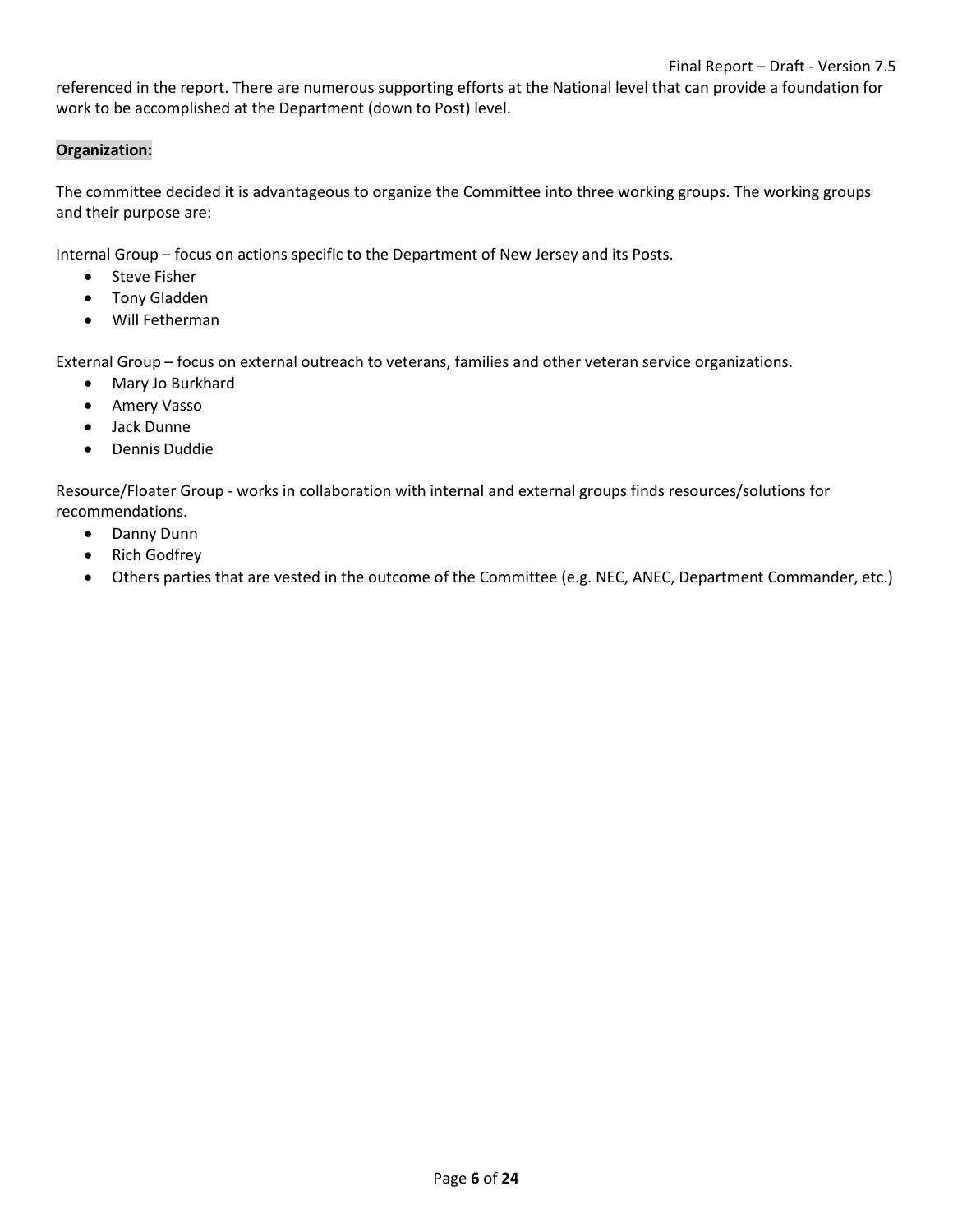referenced in the report. There are numerous supporting efforts at the National level that can provide a foundation for work to be accomplished at the Department (down to Post) level.

**Organization:**

The committee decided it is advantageous to organize the Committee into three working groups. The working groups and their purpose are:

Internal Group – focus on actions specific to the Department of New Jersey and its Posts.

- Steve Fisher
- Tony Gladden
- Will Fetherman

External Group – focus on external outreach to veterans, families and other veteran service organizations.

- Mary Jo Burkhard
- Amery Vasso
- Jack Dunne
- Dennis Duddie

Resource/Floater Group - works in collaboration with internal and external groups finds resources/solutions for recommendations.

- Danny Dunn
- Rich Godfrey
- Others parties that are vested in the outcome of the Committee (e.g. NEC, ANEC, Department Commander, etc.)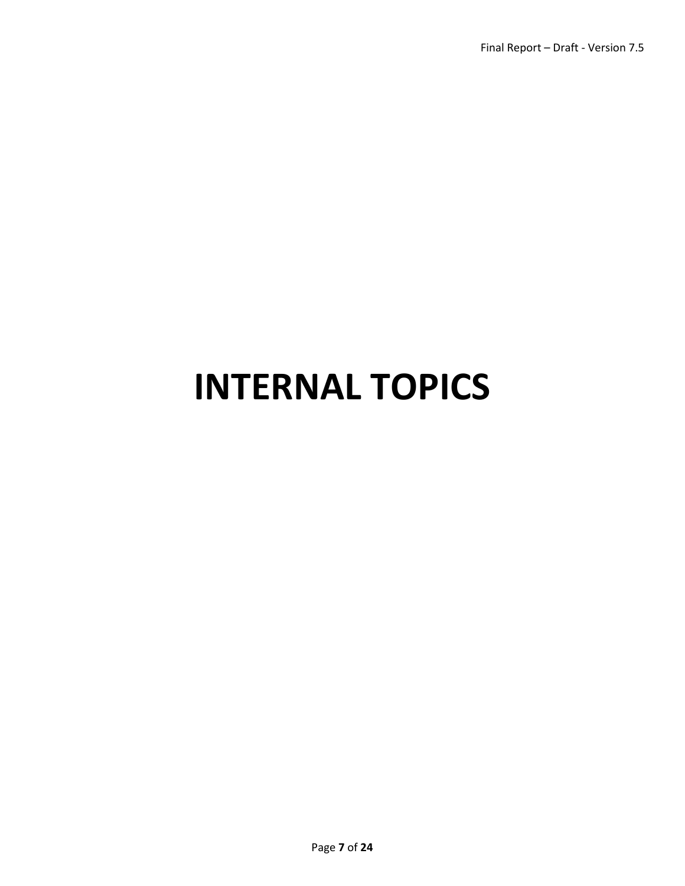# INTERNAL TOPICS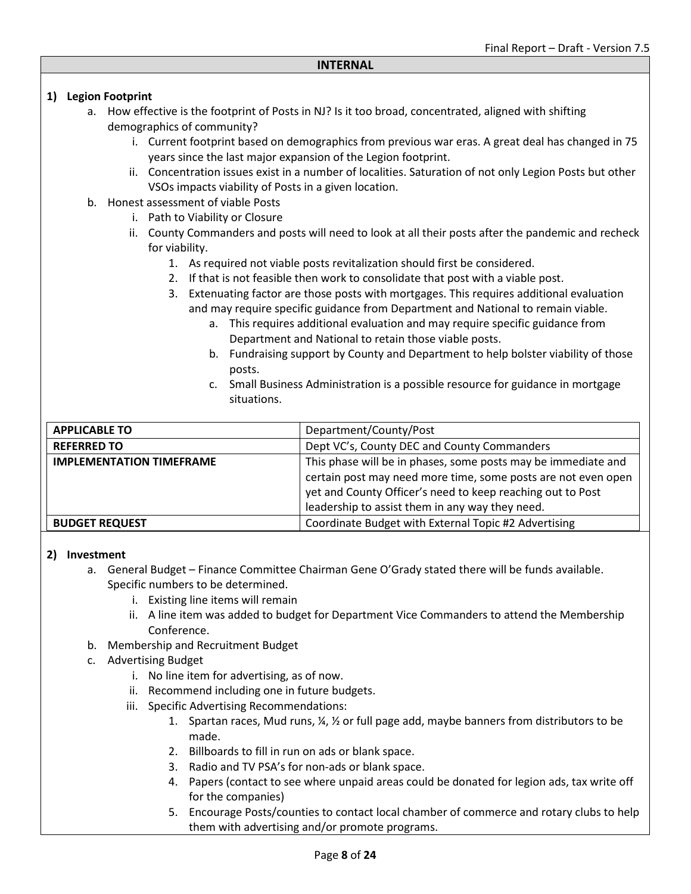**INTERNAL**

**1) Legion Footprint**

a. How effective is the footprint of Posts in NJ? Is it too broad, concentrated, aligned with shifting demographics of community?
   i. Current footprint based on demographics from previous war eras. A great deal has changed in 75 years since the last major expansion of the Legion footprint.
   ii. Concentration issues exist in a number of localities. Saturation of not only Legion Posts but other VSOs impacts viability of Posts in a given location.

b. Honest assessment of viable Posts
   i. Path to Viability or Closure
   ii. County Commanders and posts will need to look at all their posts after the pandemic and recheck for viability.
      1. As required not viable posts revitalization should first be considered.
      2. If that is not feasible then work to consolidate that post with a viable post.
      3. Extenuating factor are those posts with mortgages. This requires additional evaluation and may require specific guidance from Department and National to remain viable.
         a. This requires additional evaluation and may require specific guidance from Department and National to retain those viable posts.
         b. Fundraising support by County and Department to help bolster viability of those posts.
         c. Small Business Administration is a possible resource for guidance in mortgage situations.

| | |
|---|---|
| **APPLICABLE TO** | Department/County/Post |
| **REFERRED TO** | Dept VC's, County DEC and County Commanders |
| **IMPLEMENTATION TIMEFRAME** | This phase will be in phases, some posts may be immediate and certain post may need more time, some posts are not even open yet and County Officer's need to keep reaching out to Post leadership to assist them in any way they need. |
| **BUDGET REQUEST** | Coordinate Budget with External Topic #2 Advertising |

**2) Investment**

a. General Budget – Finance Committee Chairman Gene O'Grady stated there will be funds available. Specific numbers to be determined.
   i. Existing line items will remain
   ii. A line item was added to budget for Department Vice Commanders to attend the Membership Conference.

b. Membership and Recruitment Budget

c. Advertising Budget
   i. No line item for advertising, as of now.
   ii. Recommend including one in future budgets.
   iii. Specific Advertising Recommendations:
      1. Spartan races, Mud runs, ¼, ½ or full page add, maybe banners from distributors to be made.
      2. Billboards to fill in run on ads or blank space.
      3. Radio and TV PSA's for non-ads or blank space.
      4. Papers (contact to see where unpaid areas could be donated for legion ads, tax write off for the companies)
      5. Encourage Posts/counties to contact local chamber of commerce and rotary clubs to help them with advertising and/or promote programs.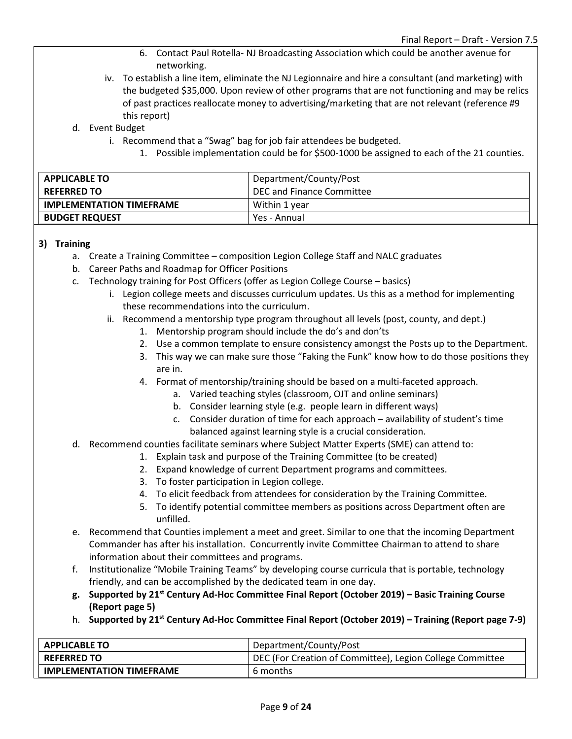6. Contact Paul Rotella- NJ Broadcasting Association which could be another avenue for networking.

iv. To establish a line item, eliminate the NJ Legionnaire and hire a consultant (and marketing) with the budgeted $35,000. Upon review of other programs that are not functioning and may be relics of past practices reallocate money to advertising/marketing that are not relevant (reference #9 this report)

d. Event Budget
   - i. Recommend that a "Swag" bag for job fair attendees be budgeted.
     1. Possible implementation could be for $500-1000 be assigned to each of the 21 counties.

| APPLICABLE TO | Department/County/Post |
|---|---|
| REFERRED TO | DEC and Finance Committee |
| IMPLEMENTATION TIMEFRAME | Within 1 year |
| BUDGET REQUEST | Yes - Annual |

**3) Training**

a. Create a Training Committee – composition Legion College Staff and NALC graduates

b. Career Paths and Roadmap for Officer Positions

c. Technology training for Post Officers (offer as Legion College Course – basics)
   - i. Legion college meets and discusses curriculum updates. Us this as a method for implementing these recommendations into the curriculum.
   - ii. Recommend a mentorship type program throughout all levels (post, county, and dept.)
     1. Mentorship program should include the do's and don'ts
     2. Use a common template to ensure consistency amongst the Posts up to the Department.
     3. This way we can make sure those "Faking the Funk" know how to do those positions they are in.
     4. Format of mentorship/training should be based on a multi-faceted approach.
        - a. Varied teaching styles (classroom, OJT and online seminars)
        - b. Consider learning style (e.g. people learn in different ways)
        - c. Consider duration of time for each approach – availability of student's time balanced against learning style is a crucial consideration.

d. Recommend counties facilitate seminars where Subject Matter Experts (SME) can attend to:
   1. Explain task and purpose of the Training Committee (to be created)
   2. Expand knowledge of current Department programs and committees.
   3. To foster participation in Legion college.
   4. To elicit feedback from attendees for consideration by the Training Committee.
   5. To identify potential committee members as positions across Department often are unfilled.

e. Recommend that Counties implement a meet and greet. Similar to one that the incoming Department Commander has after his installation. Concurrently invite Committee Chairman to attend to share information about their committees and programs.

f. Institutionalize "Mobile Training Teams" by developing course curricula that is portable, technology friendly, and can be accomplished by the dedicated team in one day.

**g. Supported by 21st Century Ad-Hoc Committee Final Report (October 2019) – Basic Training Course (Report page 5)**

h. **Supported by 21st Century Ad-Hoc Committee Final Report (October 2019) – Training (Report page 7-9)**

| APPLICABLE TO | Department/County/Post |
|---|---|
| REFERRED TO | DEC (For Creation of Committee), Legion College Committee |
| IMPLEMENTATION TIMEFRAME | 6 months |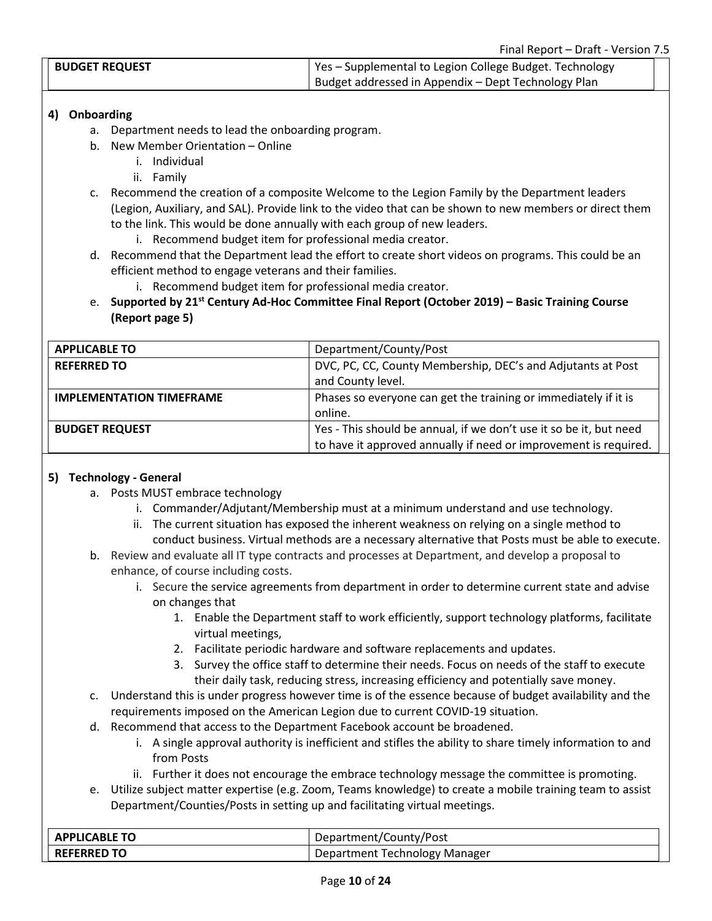| BUDGET REQUEST | Yes – Supplemental to Legion College Budget. Technology Budget addressed in Appendix – Dept Technology Plan |
|---|---|

**4) Onboarding**

a. Department needs to lead the onboarding program.
b. New Member Orientation – Online
   i. Individual
   ii. Family
c. Recommend the creation of a composite Welcome to the Legion Family by the Department leaders (Legion, Auxiliary, and SAL). Provide link to the video that can be shown to new members or direct them to the link. This would be done annually with each group of new leaders.
   i. Recommend budget item for professional media creator.
d. Recommend that the Department lead the effort to create short videos on programs. This could be an efficient method to engage veterans and their families.
   i. Recommend budget item for professional media creator.
e. **Supported by 21st Century Ad-Hoc Committee Final Report (October 2019) – Basic Training Course (Report page 5)**

| APPLICABLE TO | Department/County/Post |
|---|---|
| REFERRED TO | DVC, PC, CC, County Membership, DEC's and Adjutants at Post and County level. |
| IMPLEMENTATION TIMEFRAME | Phases so everyone can get the training or immediately if it is online. |
| BUDGET REQUEST | Yes - This should be annual, if we don't use it so be it, but need to have it approved annually if need or improvement is required. |

**5) Technology - General**

a. Posts MUST embrace technology
   i. Commander/Adjutant/Membership must at a minimum understand and use technology.
   ii. The current situation has exposed the inherent weakness on relying on a single method to conduct business. Virtual methods are a necessary alternative that Posts must be able to execute.
b. Review and evaluate all IT type contracts and processes at Department, and develop a proposal to enhance, of course including costs.
   i. Secure the service agreements from department in order to determine current state and advise on changes that
      1. Enable the Department staff to work efficiently, support technology platforms, facilitate virtual meetings,
      2. Facilitate periodic hardware and software replacements and updates.
      3. Survey the office staff to determine their needs. Focus on needs of the staff to execute their daily task, reducing stress, increasing efficiency and potentially save money.
c. Understand this is under progress however time is of the essence because of budget availability and the requirements imposed on the American Legion due to current COVID-19 situation.
d. Recommend that access to the Department Facebook account be broadened.
   i. A single approval authority is inefficient and stifles the ability to share timely information to and from Posts
   ii. Further it does not encourage the embrace technology message the committee is promoting.
e. Utilize subject matter expertise (e.g. Zoom, Teams knowledge) to create a mobile training team to assist Department/Counties/Posts in setting up and facilitating virtual meetings.

| APPLICABLE TO | Department/County/Post |
|---|---|
| REFERRED TO | Department Technology Manager |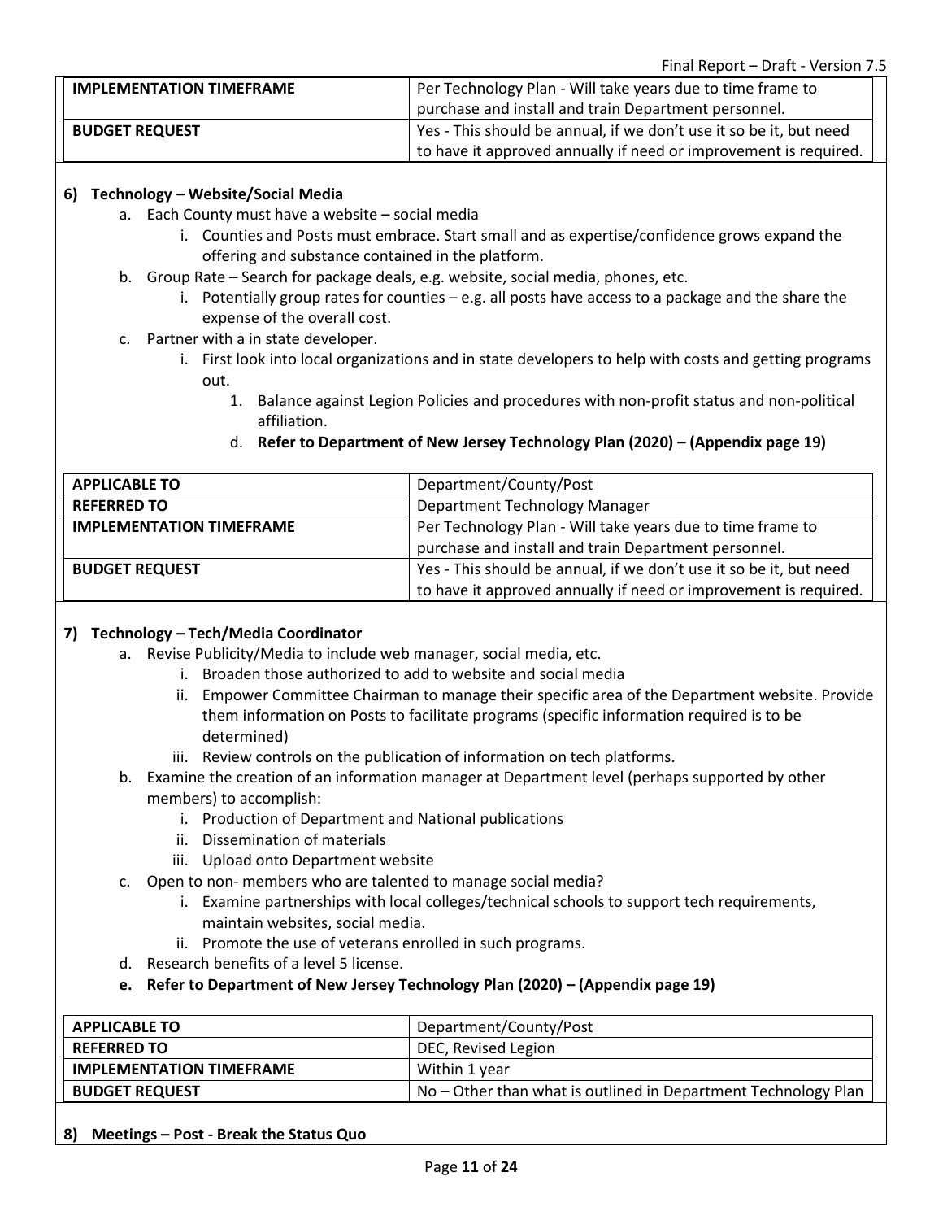| IMPLEMENTATION TIMEFRAME | Per Technology Plan - Will take years due to time frame to purchase and install and train Department personnel. |
|---|---|
| **BUDGET REQUEST** | Yes - This should be annual, if we don't use it so be it, but need to have it approved annually if need or improvement is required. |

### 6) Technology – Website/Social Media

a. Each County must have a website – social media
    i. Counties and Posts must embrace. Start small and as expertise/confidence grows expand the offering and substance contained in the platform.
b. Group Rate – Search for package deals, e.g. website, social media, phones, etc.
    i. Potentially group rates for counties – e.g. all posts have access to a package and the share the expense of the overall cost.
c. Partner with a in state developer.
    i. First look into local organizations and in state developers to help with costs and getting programs out.
        1. Balance against Legion Policies and procedures with non-profit status and non-political affiliation.
    d. **Refer to Department of New Jersey Technology Plan (2020) – (Appendix page 19)**

| APPLICABLE TO | Department/County/Post |
|---|---|
| **REFERRED TO** | Department Technology Manager |
| **IMPLEMENTATION TIMEFRAME** | Per Technology Plan - Will take years due to time frame to purchase and install and train Department personnel. |
| **BUDGET REQUEST** | Yes - This should be annual, if we don't use it so be it, but need to have it approved annually if need or improvement is required. |

### 7) Technology – Tech/Media Coordinator

a. Revise Publicity/Media to include web manager, social media, etc.
    i. Broaden those authorized to add to website and social media
    ii. Empower Committee Chairman to manage their specific area of the Department website. Provide them information on Posts to facilitate programs (specific information required is to be determined)
    iii. Review controls on the publication of information on tech platforms.
b. Examine the creation of an information manager at Department level (perhaps supported by other members) to accomplish:
    i. Production of Department and National publications
    ii. Dissemination of materials
    iii. Upload onto Department website
c. Open to non- members who are talented to manage social media?
    i. Examine partnerships with local colleges/technical schools to support tech requirements, maintain websites, social media.
    ii. Promote the use of veterans enrolled in such programs.
d. Research benefits of a level 5 license.
e. **Refer to Department of New Jersey Technology Plan (2020) – (Appendix page 19)**

| APPLICABLE TO | Department/County/Post |
|---|---|
| **REFERRED TO** | DEC, Revised Legion |
| **IMPLEMENTATION TIMEFRAME** | Within 1 year |
| **BUDGET REQUEST** | No – Other than what is outlined in Department Technology Plan |

### 8) Meetings – Post - Break the Status Quo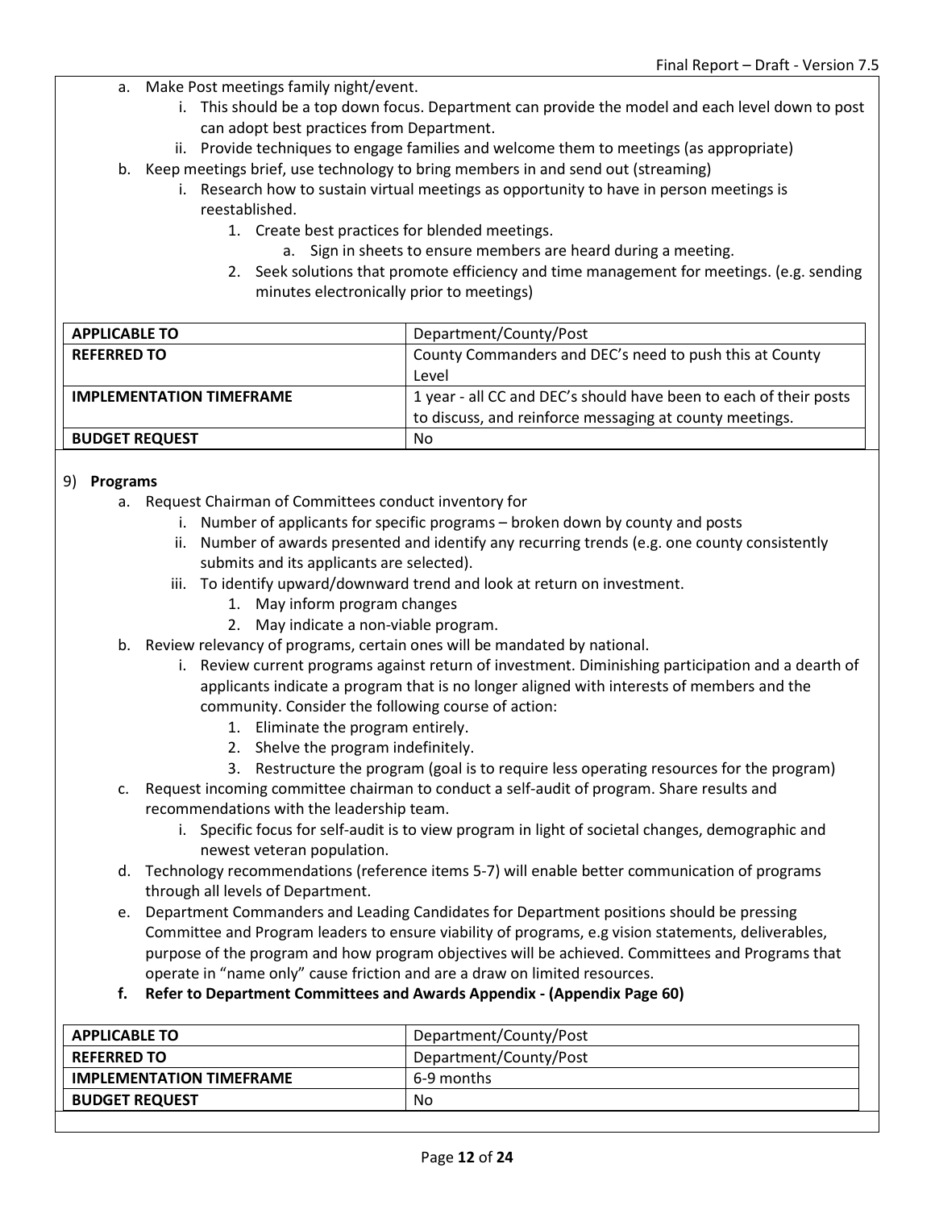a. Make Post meetings family night/event.
    i. This should be a top down focus. Department can provide the model and each level down to post can adopt best practices from Department.
    ii. Provide techniques to engage families and welcome them to meetings (as appropriate)
b. Keep meetings brief, use technology to bring members in and send out (streaming)
    i. Research how to sustain virtual meetings as opportunity to have in person meetings is reestablished.
        1. Create best practices for blended meetings.
            a. Sign in sheets to ensure members are heard during a meeting.
        2. Seek solutions that promote efficiency and time management for meetings. (e.g. sending minutes electronically prior to meetings)

| **APPLICABLE TO** | Department/County/Post |
|---|---|
| **REFERRED TO** | County Commanders and DEC's need to push this at County Level |
| **IMPLEMENTATION TIMEFRAME** | 1 year - all CC and DEC's should have been to each of their posts to discuss, and reinforce messaging at county meetings. |
| **BUDGET REQUEST** | No |

9) **Programs**

a. Request Chairman of Committees conduct inventory for
    i. Number of applicants for specific programs – broken down by county and posts
    ii. Number of awards presented and identify any recurring trends (e.g. one county consistently submits and its applicants are selected).
    iii. To identify upward/downward trend and look at return on investment.
        1. May inform program changes
        2. May indicate a non-viable program.
b. Review relevancy of programs, certain ones will be mandated by national.
    i. Review current programs against return of investment. Diminishing participation and a dearth of applicants indicate a program that is no longer aligned with interests of members and the community. Consider the following course of action:
        1. Eliminate the program entirely.
        2. Shelve the program indefinitely.
        3. Restructure the program (goal is to require less operating resources for the program)
c. Request incoming committee chairman to conduct a self-audit of program. Share results and recommendations with the leadership team.
    i. Specific focus for self-audit is to view program in light of societal changes, demographic and newest veteran population.
d. Technology recommendations (reference items 5-7) will enable better communication of programs through all levels of Department.
e. Department Commanders and Leading Candidates for Department positions should be pressing Committee and Program leaders to ensure viability of programs, e.g vision statements, deliverables, purpose of the program and how program objectives will be achieved. Committees and Programs that operate in "name only" cause friction and are a draw on limited resources.
f. **Refer to Department Committees and Awards Appendix - (Appendix Page 60)**

| **APPLICABLE TO** | Department/County/Post |
|---|---|
| **REFERRED TO** | Department/County/Post |
| **IMPLEMENTATION TIMEFRAME** | 6-9 months |
| **BUDGET REQUEST** | No |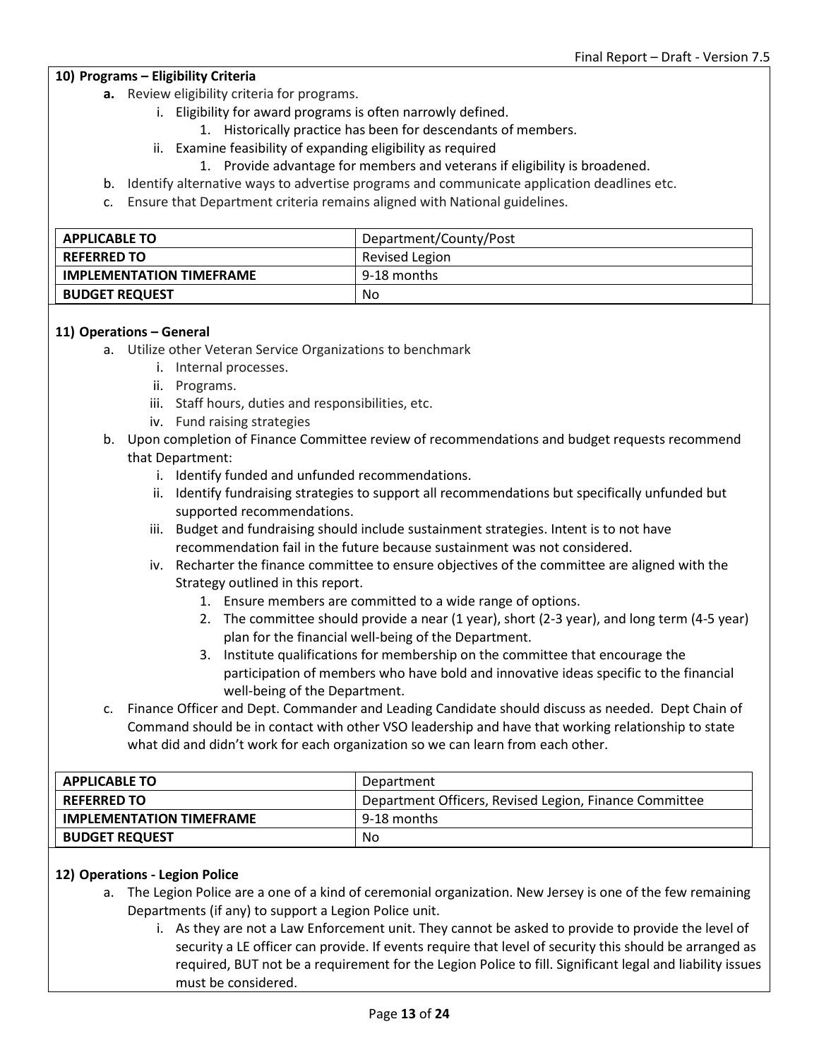**10) Programs – Eligibility Criteria**

- **a.** Review eligibility criteria for programs.
    - i. Eligibility for award programs is often narrowly defined.
        1. Historically practice has been for descendants of members.
    - ii. Examine feasibility of expanding eligibility as required
        1. Provide advantage for members and veterans if eligibility is broadened.
- b. Identify alternative ways to advertise programs and communicate application deadlines etc.
- c. Ensure that Department criteria remains aligned with National guidelines.

| **APPLICABLE TO** | Department/County/Post |
|---|---|
| **REFERRED TO** | Revised Legion |
| **IMPLEMENTATION TIMEFRAME** | 9-18 months |
| **BUDGET REQUEST** | No |

**11) Operations – General**

- a. Utilize other Veteran Service Organizations to benchmark
    - i. Internal processes.
    - ii. Programs.
    - iii. Staff hours, duties and responsibilities, etc.
    - iv. Fund raising strategies
- b. Upon completion of Finance Committee review of recommendations and budget requests recommend that Department:
    - i. Identify funded and unfunded recommendations.
    - ii. Identify fundraising strategies to support all recommendations but specifically unfunded but supported recommendations.
    - iii. Budget and fundraising should include sustainment strategies. Intent is to not have recommendation fail in the future because sustainment was not considered.
    - iv. Recharter the finance committee to ensure objectives of the committee are aligned with the Strategy outlined in this report.
        1. Ensure members are committed to a wide range of options.
        2. The committee should provide a near (1 year), short (2-3 year), and long term (4-5 year) plan for the financial well-being of the Department.
        3. Institute qualifications for membership on the committee that encourage the participation of members who have bold and innovative ideas specific to the financial well-being of the Department.
- c. Finance Officer and Dept. Commander and Leading Candidate should discuss as needed. Dept Chain of Command should be in contact with other VSO leadership and have that working relationship to state what did and didn't work for each organization so we can learn from each other.

| **APPLICABLE TO** | Department |
|---|---|
| **REFERRED TO** | Department Officers, Revised Legion, Finance Committee |
| **IMPLEMENTATION TIMEFRAME** | 9-18 months |
| **BUDGET REQUEST** | No |

**12) Operations - Legion Police**

- a. The Legion Police are a one of a kind of ceremonial organization. New Jersey is one of the few remaining Departments (if any) to support a Legion Police unit.
    - i. As they are not a Law Enforcement unit. They cannot be asked to provide to provide the level of security a LE officer can provide. If events require that level of security this should be arranged as required, BUT not be a requirement for the Legion Police to fill. Significant legal and liability issues must be considered.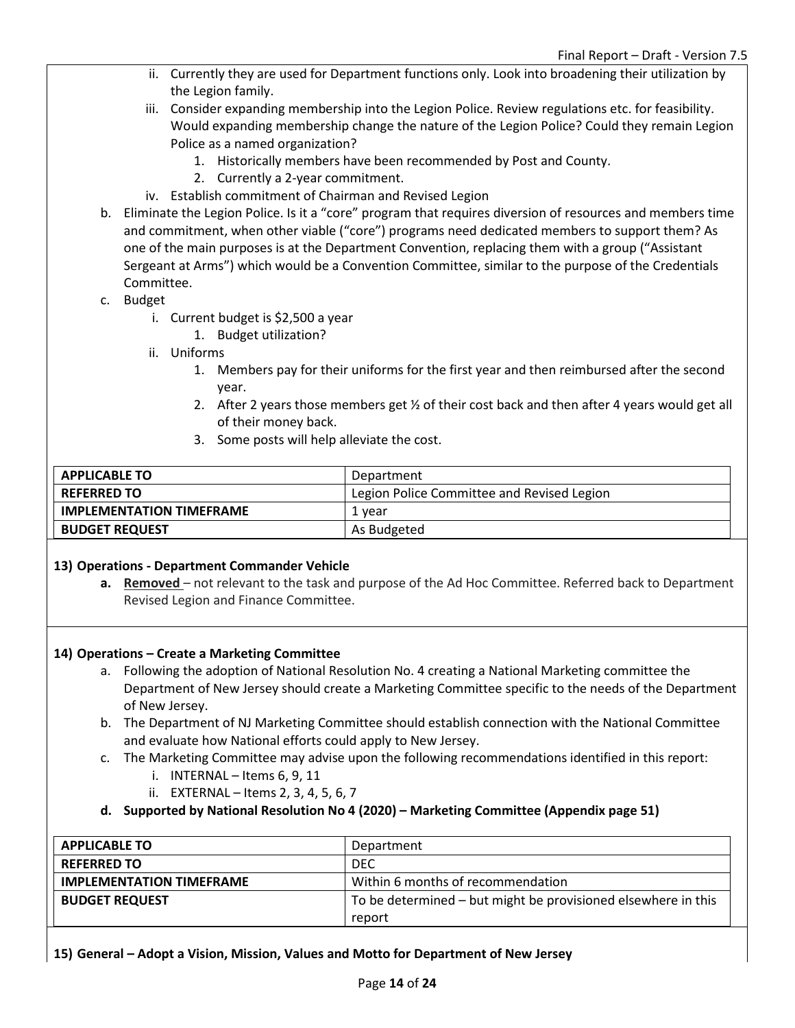- ii. Currently they are used for Department functions only. Look into broadening their utilization by the Legion family.
   - iii. Consider expanding membership into the Legion Police. Review regulations etc. for feasibility. Would expanding membership change the nature of the Legion Police? Could they remain Legion Police as a named organization?
     1. Historically members have been recommended by Post and County.
     2. Currently a 2-year commitment.
   - iv. Establish commitment of Chairman and Revised Legion
- b. Eliminate the Legion Police. Is it a "core" program that requires diversion of resources and members time and commitment, when other viable ("core") programs need dedicated members to support them? As one of the main purposes is at the Department Convention, replacing them with a group ("Assistant Sergeant at Arms") which would be a Convention Committee, similar to the purpose of the Credentials Committee.
- c. Budget
   - i. Current budget is $2,500 a year
     1. Budget utilization?
   - ii. Uniforms
     1. Members pay for their uniforms for the first year and then reimbursed after the second year.
     2. After 2 years those members get ½ of their cost back and then after 4 years would get all of their money back.
     3. Some posts will help alleviate the cost.

| **APPLICABLE TO** | Department |
|---|---|
| **REFERRED TO** | Legion Police Committee and Revised Legion |
| **IMPLEMENTATION TIMEFRAME** | 1 year |
| **BUDGET REQUEST** | As Budgeted |

**13) Operations - Department Commander Vehicle**

- **a. Removed** – not relevant to the task and purpose of the Ad Hoc Committee. Referred back to Department Revised Legion and Finance Committee.

**14) Operations – Create a Marketing Committee**

- a. Following the adoption of National Resolution No. 4 creating a National Marketing committee the Department of New Jersey should create a Marketing Committee specific to the needs of the Department of New Jersey.
- b. The Department of NJ Marketing Committee should establish connection with the National Committee and evaluate how National efforts could apply to New Jersey.
- c. The Marketing Committee may advise upon the following recommendations identified in this report:
   - i. INTERNAL – Items 6, 9, 11
   - ii. EXTERNAL – Items 2, 3, 4, 5, 6, 7
- **d. Supported by National Resolution No 4 (2020) – Marketing Committee (Appendix page 51)**

| **APPLICABLE TO** | Department |
|---|---|
| **REFERRED TO** | DEC |
| **IMPLEMENTATION TIMEFRAME** | Within 6 months of recommendation |
| **BUDGET REQUEST** | To be determined – but might be provisioned elsewhere in this report |

**15) General – Adopt a Vision, Mission, Values and Motto for Department of New Jersey**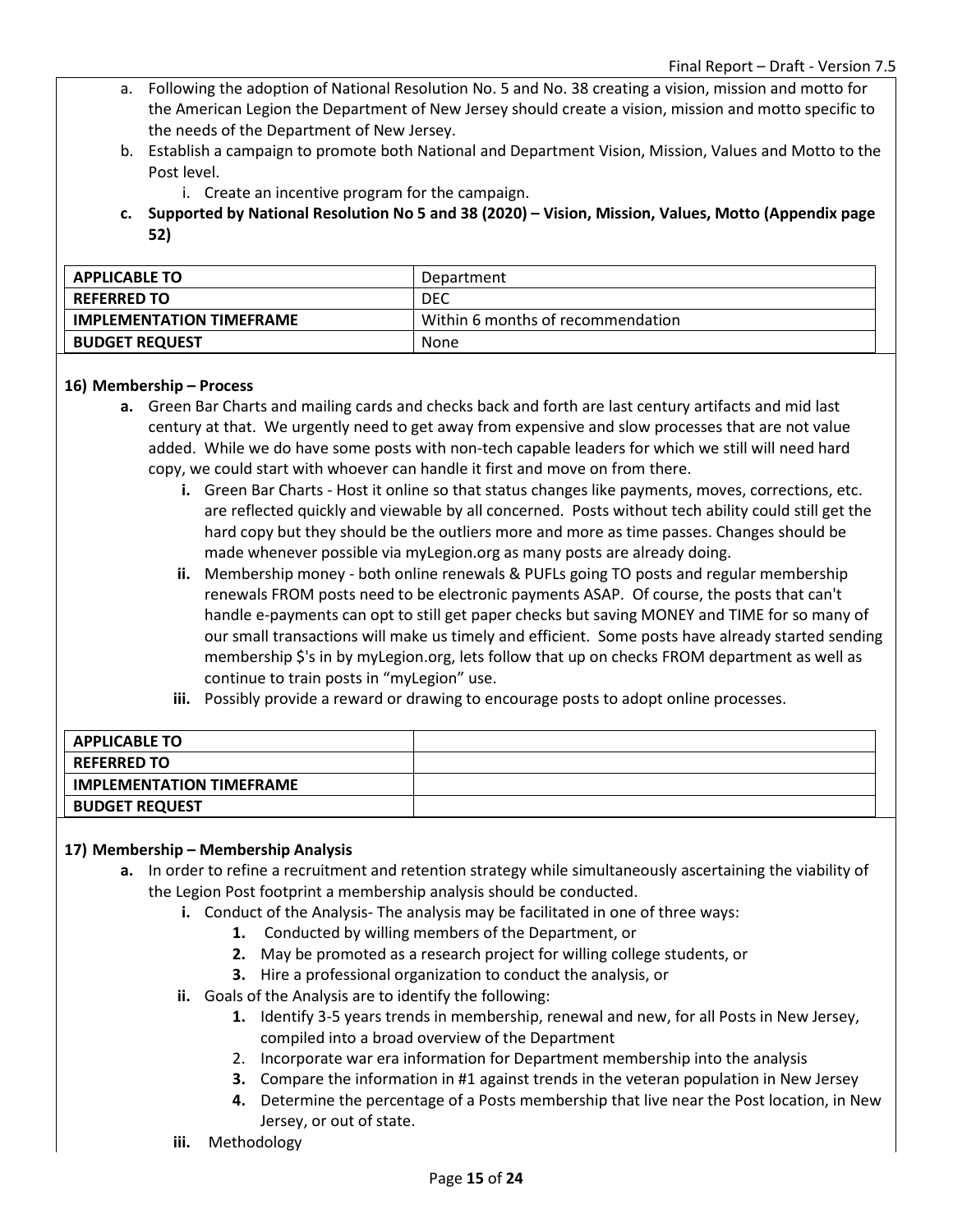a. Following the adoption of National Resolution No. 5 and No. 38 creating a vision, mission and motto for the American Legion the Department of New Jersey should create a vision, mission and motto specific to the needs of the Department of New Jersey.

b. Establish a campaign to promote both National and Department Vision, Mission, Values and Motto to the Post level.

   i. Create an incentive program for the campaign.

**c. Supported by National Resolution No 5 and 38 (2020) – Vision, Mission, Values, Motto (Appendix page 52)**

| **APPLICABLE TO** | Department |
|---|---|
| **REFERRED TO** | DEC |
| **IMPLEMENTATION TIMEFRAME** | Within 6 months of recommendation |
| **BUDGET REQUEST** | None |

**16) Membership – Process**

**a.** Green Bar Charts and mailing cards and checks back and forth are last century artifacts and mid last century at that. We urgently need to get away from expensive and slow processes that are not value added. While we do have some posts with non-tech capable leaders for which we still will need hard copy, we could start with whoever can handle it first and move on from there.

   **i.** Green Bar Charts - Host it online so that status changes like payments, moves, corrections, etc. are reflected quickly and viewable by all concerned. Posts without tech ability could still get the hard copy but they should be the outliers more and more as time passes. Changes should be made whenever possible via myLegion.org as many posts are already doing.

   **ii.** Membership money - both online renewals & PUFLs going TO posts and regular membership renewals FROM posts need to be electronic payments ASAP. Of course, the posts that can't handle e-payments can opt to still get paper checks but saving MONEY and TIME for so many of our small transactions will make us timely and efficient. Some posts have already started sending membership $'s in by myLegion.org, lets follow that up on checks FROM department as well as continue to train posts in "myLegion" use.

   **iii.** Possibly provide a reward or drawing to encourage posts to adopt online processes.

| **APPLICABLE TO** | |
|---|---|
| **REFERRED TO** | |
| **IMPLEMENTATION TIMEFRAME** | |
| **BUDGET REQUEST** | |

**17) Membership – Membership Analysis**

**a.** In order to refine a recruitment and retention strategy while simultaneously ascertaining the viability of the Legion Post footprint a membership analysis should be conducted.

   **i.** Conduct of the Analysis- The analysis may be facilitated in one of three ways:

      **1.** Conducted by willing members of the Department, or

      **2.** May be promoted as a research project for willing college students, or

      **3.** Hire a professional organization to conduct the analysis, or

   **ii.** Goals of the Analysis are to identify the following:

      **1.** Identify 3-5 years trends in membership, renewal and new, for all Posts in New Jersey, compiled into a broad overview of the Department

      2. Incorporate war era information for Department membership into the analysis

      **3.** Compare the information in #1 against trends in the veteran population in New Jersey

      **4.** Determine the percentage of a Posts membership that live near the Post location, in New Jersey, or out of state.

   **iii.** Methodology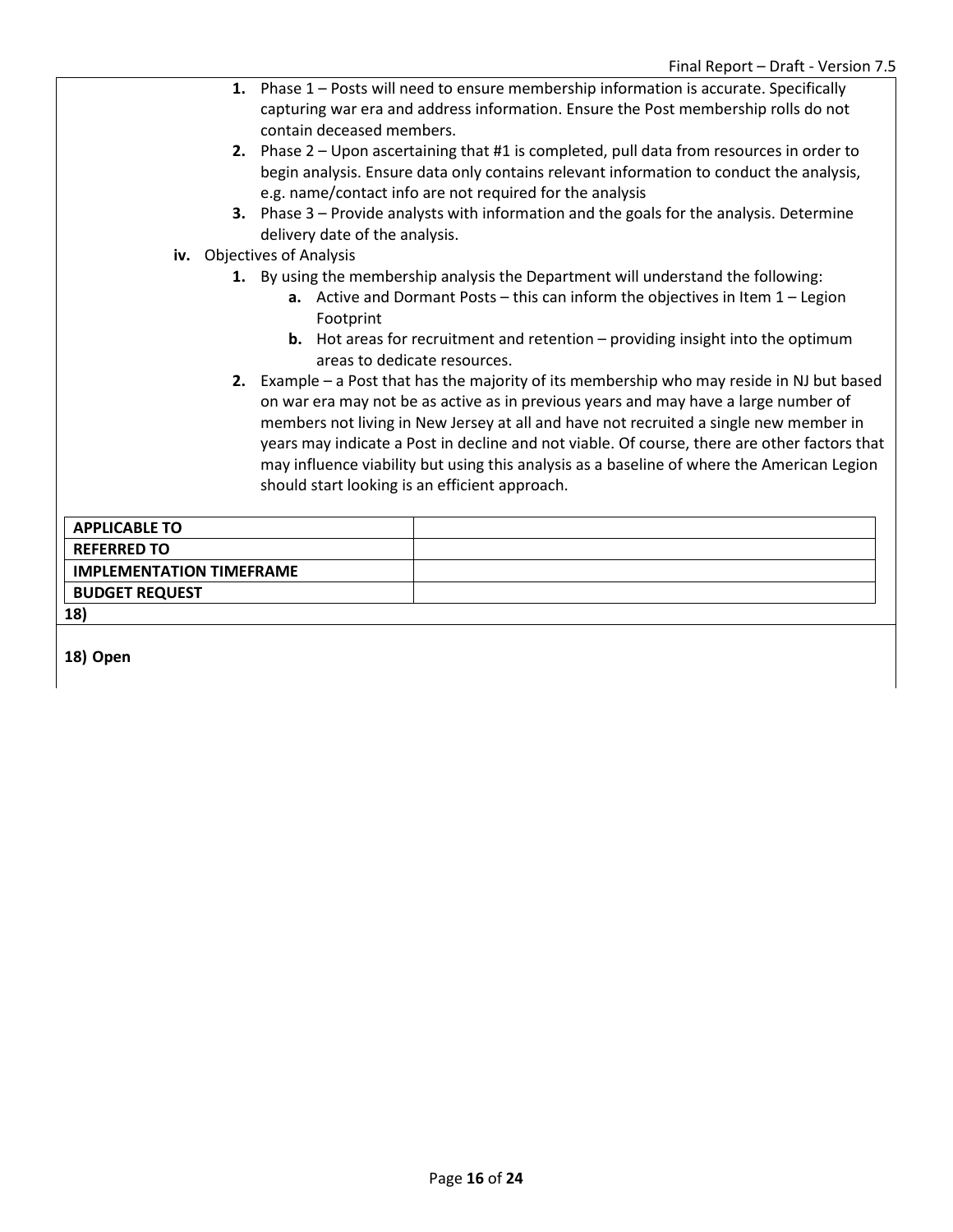1. Phase 1 – Posts will need to ensure membership information is accurate. Specifically capturing war era and address information. Ensure the Post membership rolls do not contain deceased members.
2. Phase 2 – Upon ascertaining that #1 is completed, pull data from resources in order to begin analysis. Ensure data only contains relevant information to conduct the analysis, e.g. name/contact info are not required for the analysis
3. Phase 3 – Provide analysts with information and the goals for the analysis. Determine delivery date of the analysis.

iv. Objectives of Analysis

1. By using the membership analysis the Department will understand the following:
   a. Active and Dormant Posts – this can inform the objectives in Item 1 – Legion Footprint
   b. Hot areas for recruitment and retention – providing insight into the optimum areas to dedicate resources.
2. Example – a Post that has the majority of its membership who may reside in NJ but based on war era may not be as active as in previous years and may have a large number of members not living in New Jersey at all and have not recruited a single new member in years may indicate a Post in decline and not viable. Of course, there are other factors that may influence viability but using this analysis as a baseline of where the American Legion should start looking is an efficient approach.

| | |
|---|---|
| **APPLICABLE TO** | |
| **REFERRED TO** | |
| **IMPLEMENTATION TIMEFRAME** | |
| **BUDGET REQUEST** | |

**18)**

**18) Open**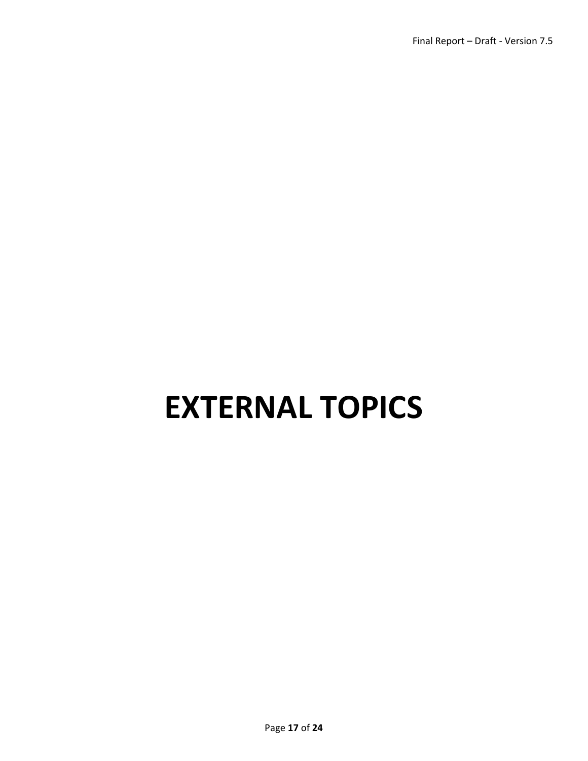# EXTERNAL TOPICS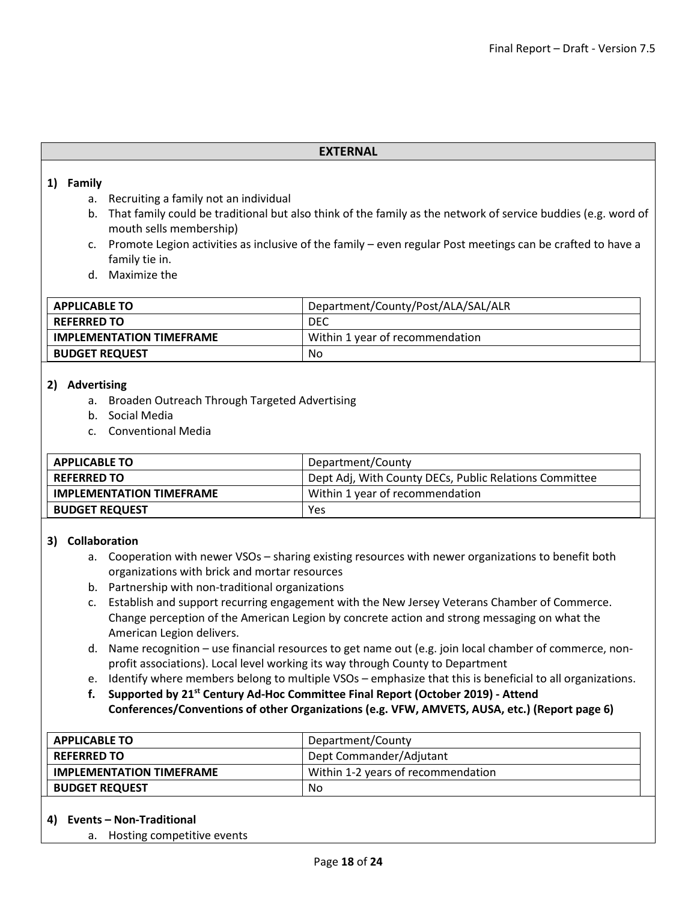## EXTERNAL

**1) Family**

a. Recruiting a family not an individual
b. That family could be traditional but also think of the family as the network of service buddies (e.g. word of mouth sells membership)
c. Promote Legion activities as inclusive of the family – even regular Post meetings can be crafted to have a family tie in.
d. Maximize the

| **APPLICABLE TO** | Department/County/Post/ALA/SAL/ALR |
|---|---|
| **REFERRED TO** | DEC |
| **IMPLEMENTATION TIMEFRAME** | Within 1 year of recommendation |
| **BUDGET REQUEST** | No |

**2) Advertising**

a. Broaden Outreach Through Targeted Advertising
b. Social Media
c. Conventional Media

| **APPLICABLE TO** | Department/County |
|---|---|
| **REFERRED TO** | Dept Adj, With County DECs, Public Relations Committee |
| **IMPLEMENTATION TIMEFRAME** | Within 1 year of recommendation |
| **BUDGET REQUEST** | Yes |

**3) Collaboration**

a. Cooperation with newer VSOs – sharing existing resources with newer organizations to benefit both organizations with brick and mortar resources
b. Partnership with non-traditional organizations
c. Establish and support recurring engagement with the New Jersey Veterans Chamber of Commerce. Change perception of the American Legion by concrete action and strong messaging on what the American Legion delivers.
d. Name recognition – use financial resources to get name out (e.g. join local chamber of commerce, non-profit associations). Local level working its way through County to Department
e. Identify where members belong to multiple VSOs – emphasize that this is beneficial to all organizations.
**f. Supported by 21st Century Ad-Hoc Committee Final Report (October 2019) - Attend Conferences/Conventions of other Organizations (e.g. VFW, AMVETS, AUSA, etc.) (Report page 6)**

| **APPLICABLE TO** | Department/County |
|---|---|
| **REFERRED TO** | Dept Commander/Adjutant |
| **IMPLEMENTATION TIMEFRAME** | Within 1-2 years of recommendation |
| **BUDGET REQUEST** | No |

**4) Events – Non-Traditional**

a. Hosting competitive events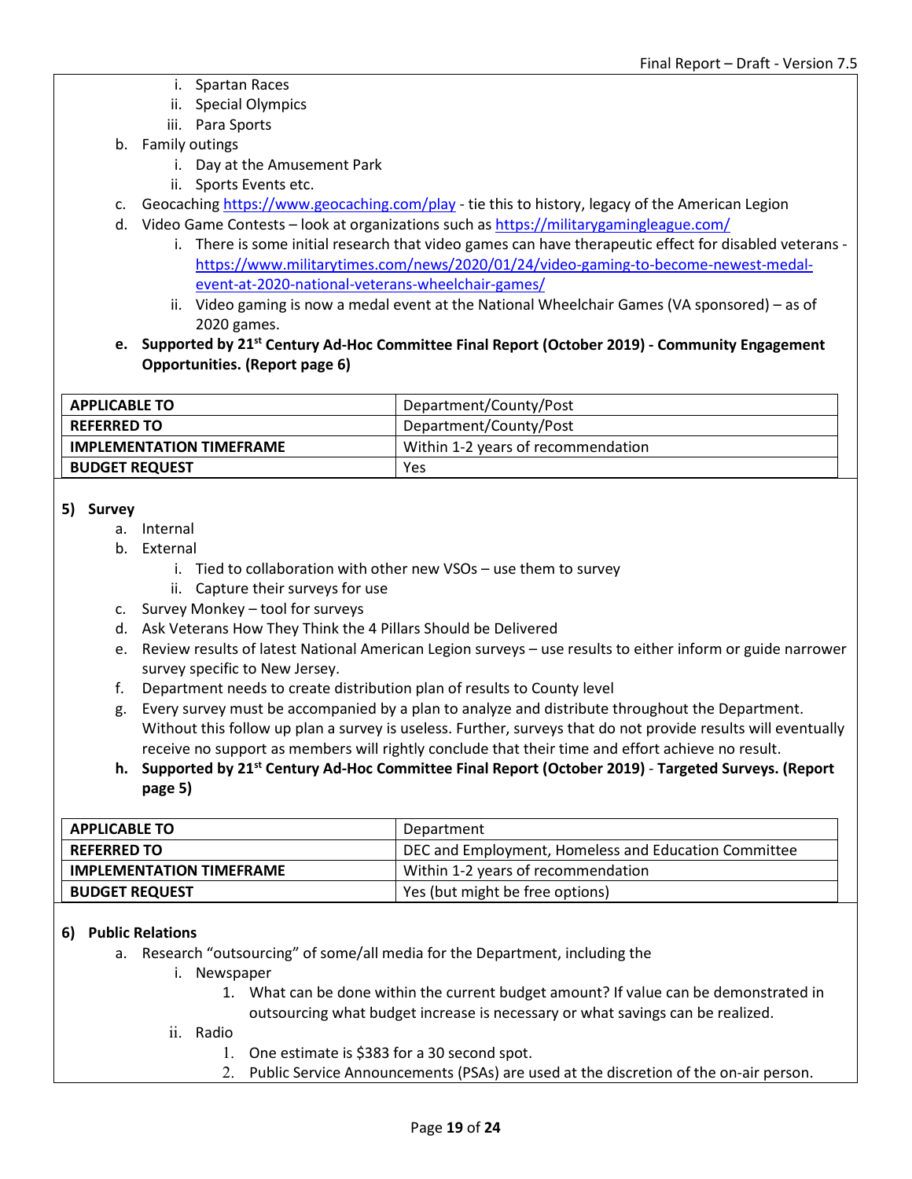- i. Spartan Races
   - ii. Special Olympics
   - iii. Para Sports
- b. Family outings
   - i. Day at the Amusement Park
   - ii. Sports Events etc.
- c. Geocaching https://www.geocaching.com/play - tie this to history, legacy of the American Legion
- d. Video Game Contests – look at organizations such as https://militarygamingleague.com/
   - i. There is some initial research that video games can have therapeutic effect for disabled veterans - https://www.militarytimes.com/news/2020/01/24/video-gaming-to-become-newest-medal-event-at-2020-national-veterans-wheelchair-games/
   - ii. Video gaming is now a medal event at the National Wheelchair Games (VA sponsored) – as of 2020 games.
- **e. Supported by 21st Century Ad-Hoc Committee Final Report (October 2019) - Community Engagement Opportunities. (Report page 6)**

| **APPLICABLE TO** | Department/County/Post |
|---|---|
| **REFERRED TO** | Department/County/Post |
| **IMPLEMENTATION TIMEFRAME** | Within 1-2 years of recommendation |
| **BUDGET REQUEST** | Yes |

**5) Survey**

- a. Internal
- b. External
   - i. Tied to collaboration with other new VSOs – use them to survey
   - ii. Capture their surveys for use
- c. Survey Monkey – tool for surveys
- d. Ask Veterans How They Think the 4 Pillars Should be Delivered
- e. Review results of latest National American Legion surveys – use results to either inform or guide narrower survey specific to New Jersey.
- f. Department needs to create distribution plan of results to County level
- g. Every survey must be accompanied by a plan to analyze and distribute throughout the Department. Without this follow up plan a survey is useless. Further, surveys that do not provide results will eventually receive no support as members will rightly conclude that their time and effort achieve no result.
- **h. Supported by 21st Century Ad-Hoc Committee Final Report (October 2019) - Targeted Surveys. (Report page 5)**

| **APPLICABLE TO** | Department |
|---|---|
| **REFERRED TO** | DEC and Employment, Homeless and Education Committee |
| **IMPLEMENTATION TIMEFRAME** | Within 1-2 years of recommendation |
| **BUDGET REQUEST** | Yes (but might be free options) |

**6) Public Relations**

- a. Research "outsourcing" of some/all media for the Department, including the
   - i. Newspaper
      1. What can be done within the current budget amount? If value can be demonstrated in outsourcing what budget increase is necessary or what savings can be realized.
   - ii. Radio
      1. One estimate is $383 for a 30 second spot.
      2. Public Service Announcements (PSAs) are used at the discretion of the on-air person.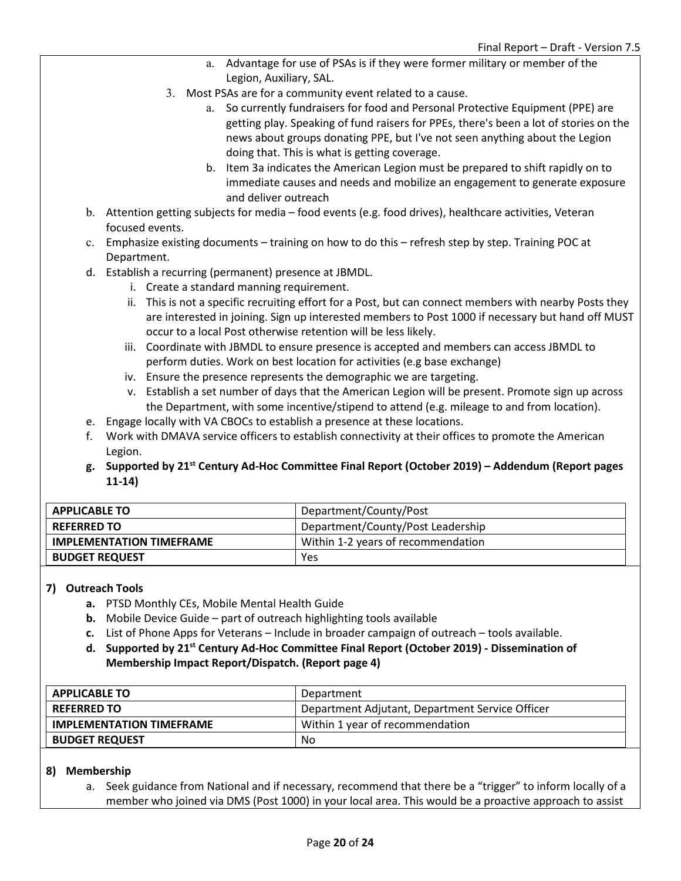a. Advantage for use of PSAs is if they were former military or member of the Legion, Auxiliary, SAL.

3. Most PSAs are for a community event related to a cause.
   a. So currently fundraisers for food and Personal Protective Equipment (PPE) are getting play. Speaking of fund raisers for PPEs, there's been a lot of stories on the news about groups donating PPE, but I've not seen anything about the Legion doing that. This is what is getting coverage.
   b. Item 3a indicates the American Legion must be prepared to shift rapidly on to immediate causes and needs and mobilize an engagement to generate exposure and deliver outreach

b. Attention getting subjects for media – food events (e.g. food drives), healthcare activities, Veteran focused events.

c. Emphasize existing documents – training on how to do this – refresh step by step. Training POC at Department.

d. Establish a recurring (permanent) presence at JBMDL.
   i. Create a standard manning requirement.
   ii. This is not a specific recruiting effort for a Post, but can connect members with nearby Posts they are interested in joining. Sign up interested members to Post 1000 if necessary but hand off MUST occur to a local Post otherwise retention will be less likely.
   iii. Coordinate with JBMDL to ensure presence is accepted and members can access JBMDL to perform duties. Work on best location for activities (e.g base exchange)
   iv. Ensure the presence represents the demographic we are targeting.
   v. Establish a set number of days that the American Legion will be present. Promote sign up across the Department, with some incentive/stipend to attend (e.g. mileage to and from location).

e. Engage locally with VA CBOCs to establish a presence at these locations.

f. Work with DMAVA service officers to establish connectivity at their offices to promote the American Legion.

**g. Supported by 21st Century Ad-Hoc Committee Final Report (October 2019) – Addendum (Report pages 11-14)**

| APPLICABLE TO | Department/County/Post |
|---|---|
| **REFERRED TO** | Department/County/Post Leadership |
| **IMPLEMENTATION TIMEFRAME** | Within 1-2 years of recommendation |
| **BUDGET REQUEST** | Yes |

**7) Outreach Tools**

**a.** PTSD Monthly CEs, Mobile Mental Health Guide

**b.** Mobile Device Guide – part of outreach highlighting tools available

**c.** List of Phone Apps for Veterans – Include in broader campaign of outreach – tools available.

**d. Supported by 21st Century Ad-Hoc Committee Final Report (October 2019) - Dissemination of Membership Impact Report/Dispatch. (Report page 4)**

| APPLICABLE TO | Department |
|---|---|
| **REFERRED TO** | Department Adjutant, Department Service Officer |
| **IMPLEMENTATION TIMEFRAME** | Within 1 year of recommendation |
| **BUDGET REQUEST** | No |

**8) Membership**

a. Seek guidance from National and if necessary, recommend that there be a "trigger" to inform locally of a member who joined via DMS (Post 1000) in your local area. This would be a proactive approach to assist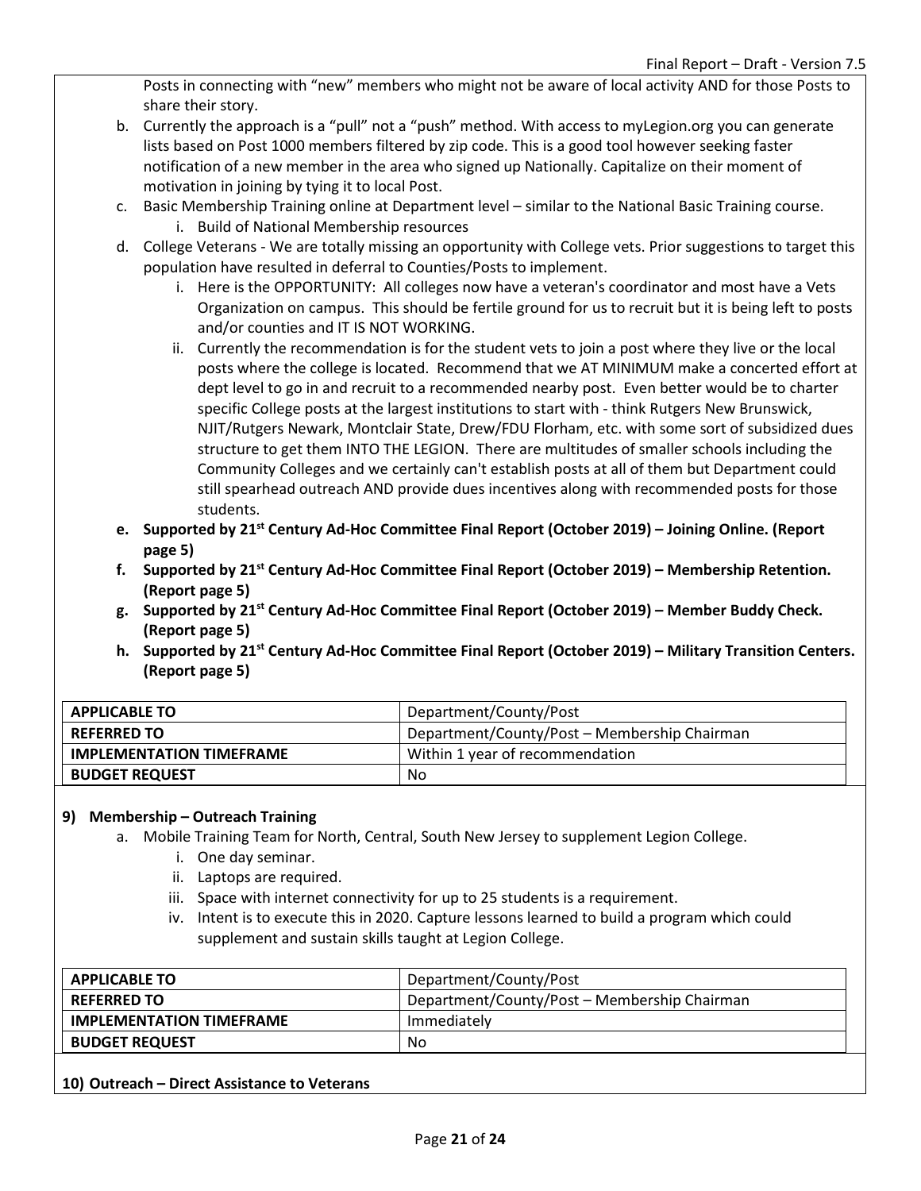Posts in connecting with "new" members who might not be aware of local activity AND for those Posts to share their story.

b. Currently the approach is a "pull" not a "push" method. With access to myLegion.org you can generate lists based on Post 1000 members filtered by zip code. This is a good tool however seeking faster notification of a new member in the area who signed up Nationally. Capitalize on their moment of motivation in joining by tying it to local Post.
c. Basic Membership Training online at Department level – similar to the National Basic Training course.
    i. Build of National Membership resources
d. College Veterans - We are totally missing an opportunity with College vets. Prior suggestions to target this population have resulted in deferral to Counties/Posts to implement.
    i. Here is the OPPORTUNITY: All colleges now have a veteran's coordinator and most have a Vets Organization on campus. This should be fertile ground for us to recruit but it is being left to posts and/or counties and IT IS NOT WORKING.
    ii. Currently the recommendation is for the student vets to join a post where they live or the local posts where the college is located. Recommend that we AT MINIMUM make a concerted effort at dept level to go in and recruit to a recommended nearby post. Even better would be to charter specific College posts at the largest institutions to start with - think Rutgers New Brunswick, NJIT/Rutgers Newark, Montclair State, Drew/FDU Florham, etc. with some sort of subsidized dues structure to get them INTO THE LEGION. There are multitudes of smaller schools including the Community Colleges and we certainly can't establish posts at all of them but Department could still spearhead outreach AND provide dues incentives along with recommended posts for those students.
e. **Supported by 21st Century Ad-Hoc Committee Final Report (October 2019) – Joining Online. (Report page 5)**
f. **Supported by 21st Century Ad-Hoc Committee Final Report (October 2019) – Membership Retention. (Report page 5)**
g. **Supported by 21st Century Ad-Hoc Committee Final Report (October 2019) – Member Buddy Check. (Report page 5)**
h. **Supported by 21st Century Ad-Hoc Committee Final Report (October 2019) – Military Transition Centers. (Report page 5)**

| **APPLICABLE TO** | Department/County/Post |
|---|---|
| **REFERRED TO** | Department/County/Post – Membership Chairman |
| **IMPLEMENTATION TIMEFRAME** | Within 1 year of recommendation |
| **BUDGET REQUEST** | No |

**9) Membership – Outreach Training**

a. Mobile Training Team for North, Central, South New Jersey to supplement Legion College.
    i. One day seminar.
    ii. Laptops are required.
    iii. Space with internet connectivity for up to 25 students is a requirement.
    iv. Intent is to execute this in 2020. Capture lessons learned to build a program which could supplement and sustain skills taught at Legion College.

| **APPLICABLE TO** | Department/County/Post |
|---|---|
| **REFERRED TO** | Department/County/Post – Membership Chairman |
| **IMPLEMENTATION TIMEFRAME** | Immediately |
| **BUDGET REQUEST** | No |

**10) Outreach – Direct Assistance to Veterans**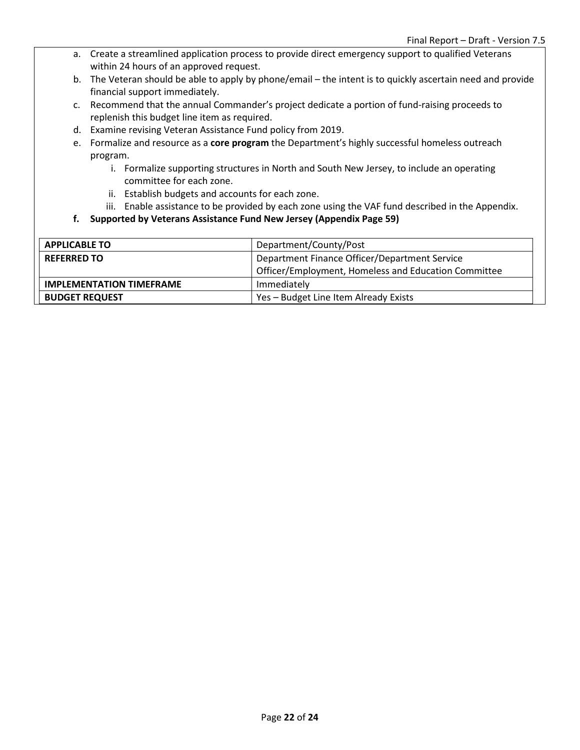a. Create a streamlined application process to provide direct emergency support to qualified Veterans within 24 hours of an approved request.
b. The Veteran should be able to apply by phone/email – the intent is to quickly ascertain need and provide financial support immediately.
c. Recommend that the annual Commander's project dedicate a portion of fund-raising proceeds to replenish this budget line item as required.
d. Examine revising Veteran Assistance Fund policy from 2019.
e. Formalize and resource as a **core program** the Department's highly successful homeless outreach program.
    i. Formalize supporting structures in North and South New Jersey, to include an operating committee for each zone.
    ii. Establish budgets and accounts for each zone.
    iii. Enable assistance to be provided by each zone using the VAF fund described in the Appendix.
f. **Supported by Veterans Assistance Fund New Jersey (Appendix Page 59)**

| **APPLICABLE TO** | Department/County/Post |
|---|---|
| **REFERRED TO** | Department Finance Officer/Department Service Officer/Employment, Homeless and Education Committee |
| **IMPLEMENTATION TIMEFRAME** | Immediately |
| **BUDGET REQUEST** | Yes – Budget Line Item Already Exists |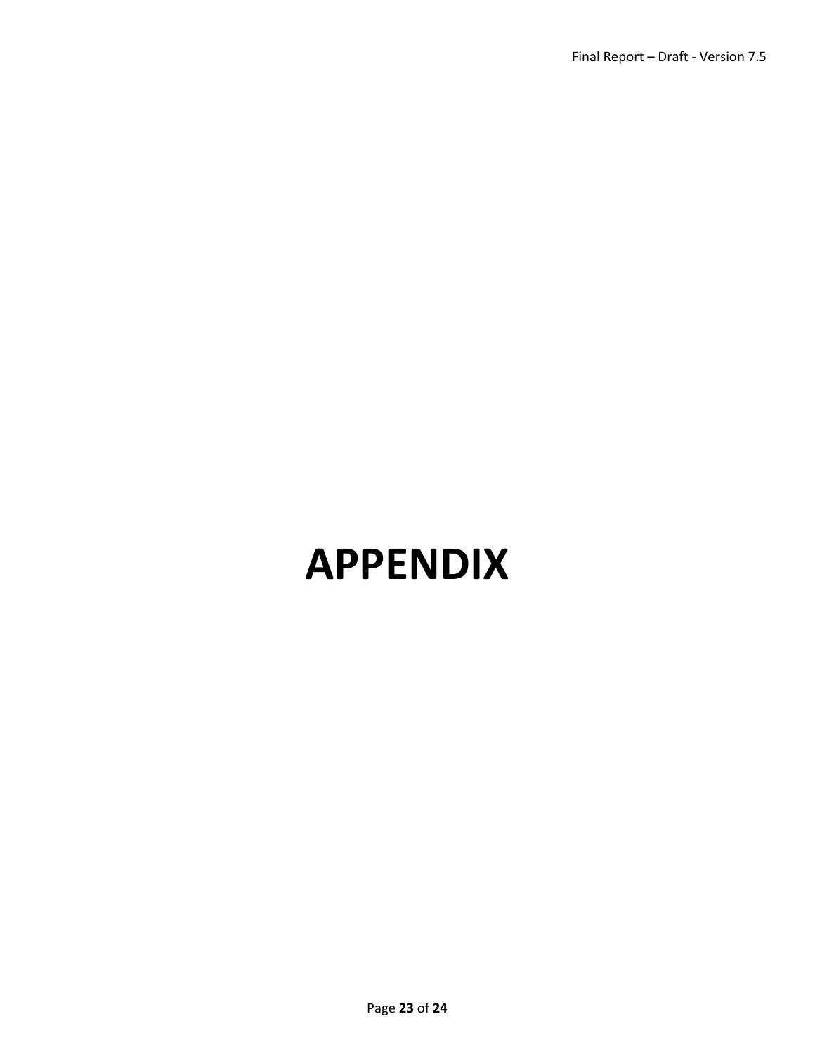# APPENDIX